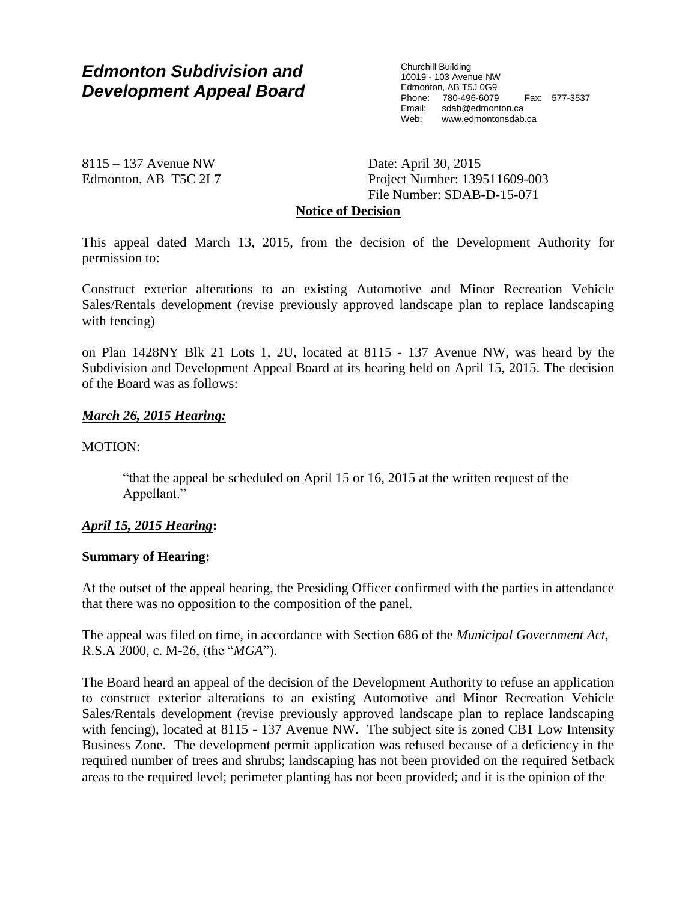# *Edmonton Subdivision and Development Appeal Board*

Churchill Building
10019 - 103 Avenue NW
Edmonton, AB T5J 0G9
Phone: 780-496-6079 Fax: 577-3537
Email: sdab@edmonton.ca
Web: www.edmontonsdab.ca

8115 – 137 Avenue NW
Edmonton, AB T5C 2L7

Date: April 30, 2015
Project Number: 139511609-003
File Number: SDAB-D-15-071

**Notice of Decision**

This appeal dated March 13, 2015, from the decision of the Development Authority for permission to:

Construct exterior alterations to an existing Automotive and Minor Recreation Vehicle Sales/Rentals development (revise previously approved landscape plan to replace landscaping with fencing)

on Plan 1428NY Blk 21 Lots 1, 2U, located at 8115 - 137 Avenue NW, was heard by the Subdivision and Development Appeal Board at its hearing held on April 15, 2015. The decision of the Board was as follows:

***March 26, 2015 Hearing:***

MOTION:

> "that the appeal be scheduled on April 15 or 16, 2015 at the written request of the Appellant."

***April 15, 2015 Hearing*:**

**Summary of Hearing:**

At the outset of the appeal hearing, the Presiding Officer confirmed with the parties in attendance that there was no opposition to the composition of the panel.

The appeal was filed on time, in accordance with Section 686 of the *Municipal Government Act*, R.S.A 2000, c. M-26, (the "*MGA*").

The Board heard an appeal of the decision of the Development Authority to refuse an application to construct exterior alterations to an existing Automotive and Minor Recreation Vehicle Sales/Rentals development (revise previously approved landscape plan to replace landscaping with fencing), located at 8115 - 137 Avenue NW. The subject site is zoned CB1 Low Intensity Business Zone. The development permit application was refused because of a deficiency in the required number of trees and shrubs; landscaping has not been provided on the required Setback areas to the required level; perimeter planting has not been provided; and it is the opinion of the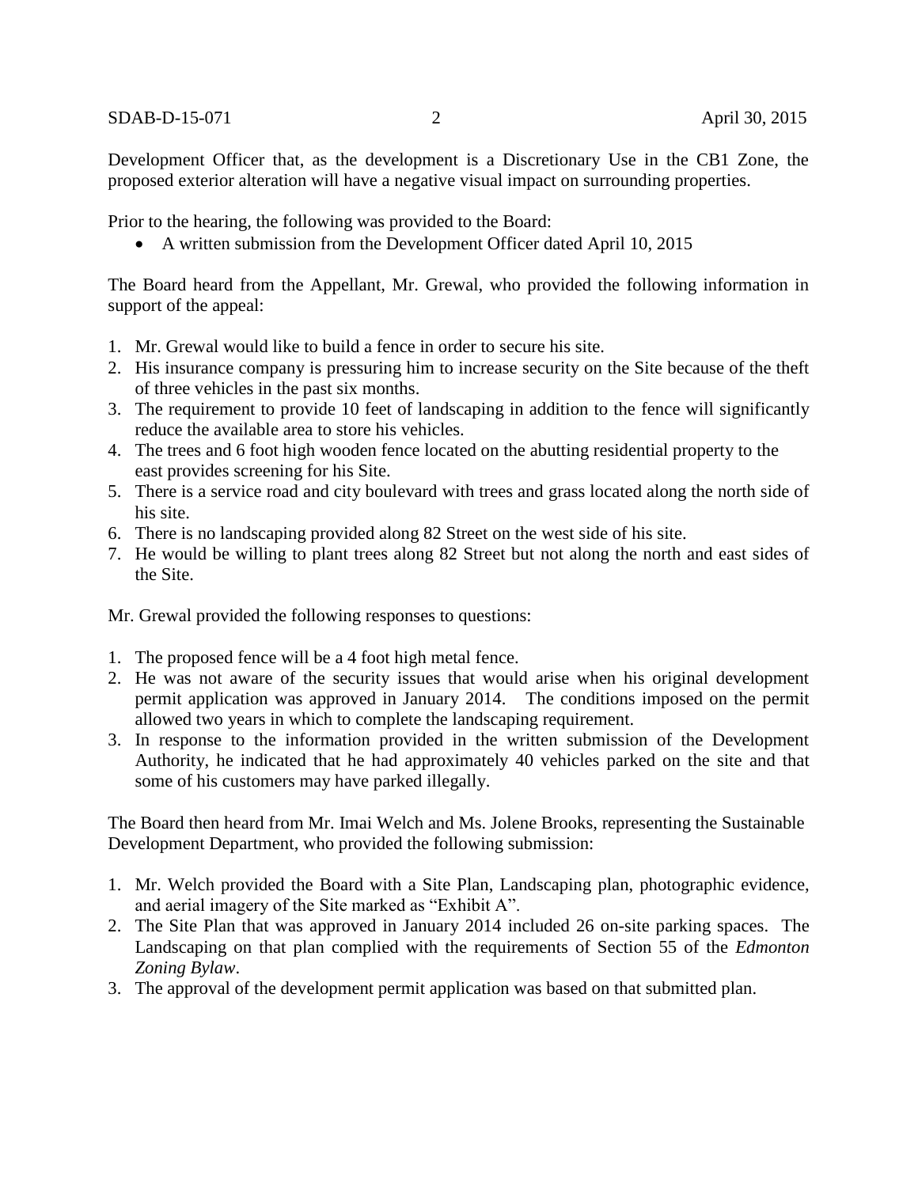Development Officer that, as the development is a Discretionary Use in the CB1 Zone, the proposed exterior alteration will have a negative visual impact on surrounding properties.

Prior to the hearing, the following was provided to the Board:

- A written submission from the Development Officer dated April 10, 2015

The Board heard from the Appellant, Mr. Grewal, who provided the following information in support of the appeal:

1. Mr. Grewal would like to build a fence in order to secure his site.
2. His insurance company is pressuring him to increase security on the Site because of the theft of three vehicles in the past six months.
3. The requirement to provide 10 feet of landscaping in addition to the fence will significantly reduce the available area to store his vehicles.
4. The trees and 6 foot high wooden fence located on the abutting residential property to the east provides screening for his Site.
5. There is a service road and city boulevard with trees and grass located along the north side of his site.
6. There is no landscaping provided along 82 Street on the west side of his site.
7. He would be willing to plant trees along 82 Street but not along the north and east sides of the Site.

Mr. Grewal provided the following responses to questions:

1. The proposed fence will be a 4 foot high metal fence.
2. He was not aware of the security issues that would arise when his original development permit application was approved in January 2014. The conditions imposed on the permit allowed two years in which to complete the landscaping requirement.
3. In response to the information provided in the written submission of the Development Authority, he indicated that he had approximately 40 vehicles parked on the site and that some of his customers may have parked illegally.

The Board then heard from Mr. Imai Welch and Ms. Jolene Brooks, representing the Sustainable Development Department, who provided the following submission:

1. Mr. Welch provided the Board with a Site Plan, Landscaping plan, photographic evidence, and aerial imagery of the Site marked as "Exhibit A".
2. The Site Plan that was approved in January 2014 included 26 on-site parking spaces. The Landscaping on that plan complied with the requirements of Section 55 of the *Edmonton Zoning Bylaw*.
3. The approval of the development permit application was based on that submitted plan.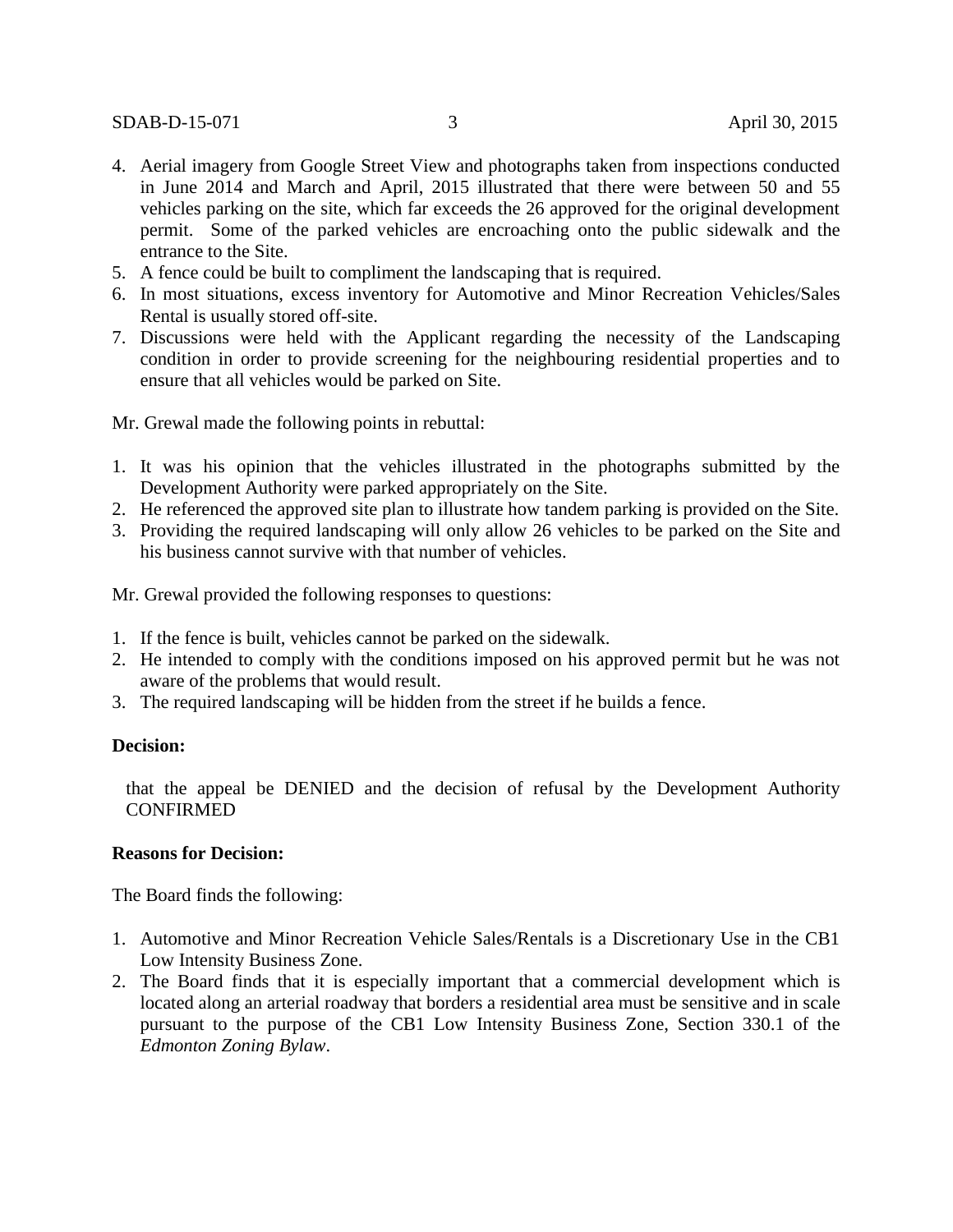4. Aerial imagery from Google Street View and photographs taken from inspections conducted in June 2014 and March and April, 2015 illustrated that there were between 50 and 55 vehicles parking on the site, which far exceeds the 26 approved for the original development permit. Some of the parked vehicles are encroaching onto the public sidewalk and the entrance to the Site.
5. A fence could be built to compliment the landscaping that is required.
6. In most situations, excess inventory for Automotive and Minor Recreation Vehicles/Sales Rental is usually stored off-site.
7. Discussions were held with the Applicant regarding the necessity of the Landscaping condition in order to provide screening for the neighbouring residential properties and to ensure that all vehicles would be parked on Site.

Mr. Grewal made the following points in rebuttal:

1. It was his opinion that the vehicles illustrated in the photographs submitted by the Development Authority were parked appropriately on the Site.
2. He referenced the approved site plan to illustrate how tandem parking is provided on the Site.
3. Providing the required landscaping will only allow 26 vehicles to be parked on the Site and his business cannot survive with that number of vehicles.

Mr. Grewal provided the following responses to questions:

1. If the fence is built, vehicles cannot be parked on the sidewalk.
2. He intended to comply with the conditions imposed on his approved permit but he was not aware of the problems that would result.
3. The required landscaping will be hidden from the street if he builds a fence.

**Decision:**

that the appeal be DENIED and the decision of refusal by the Development Authority CONFIRMED

**Reasons for Decision:**

The Board finds the following:

1. Automotive and Minor Recreation Vehicle Sales/Rentals is a Discretionary Use in the CB1 Low Intensity Business Zone.
2. The Board finds that it is especially important that a commercial development which is located along an arterial roadway that borders a residential area must be sensitive and in scale pursuant to the purpose of the CB1 Low Intensity Business Zone, Section 330.1 of the *Edmonton Zoning Bylaw*.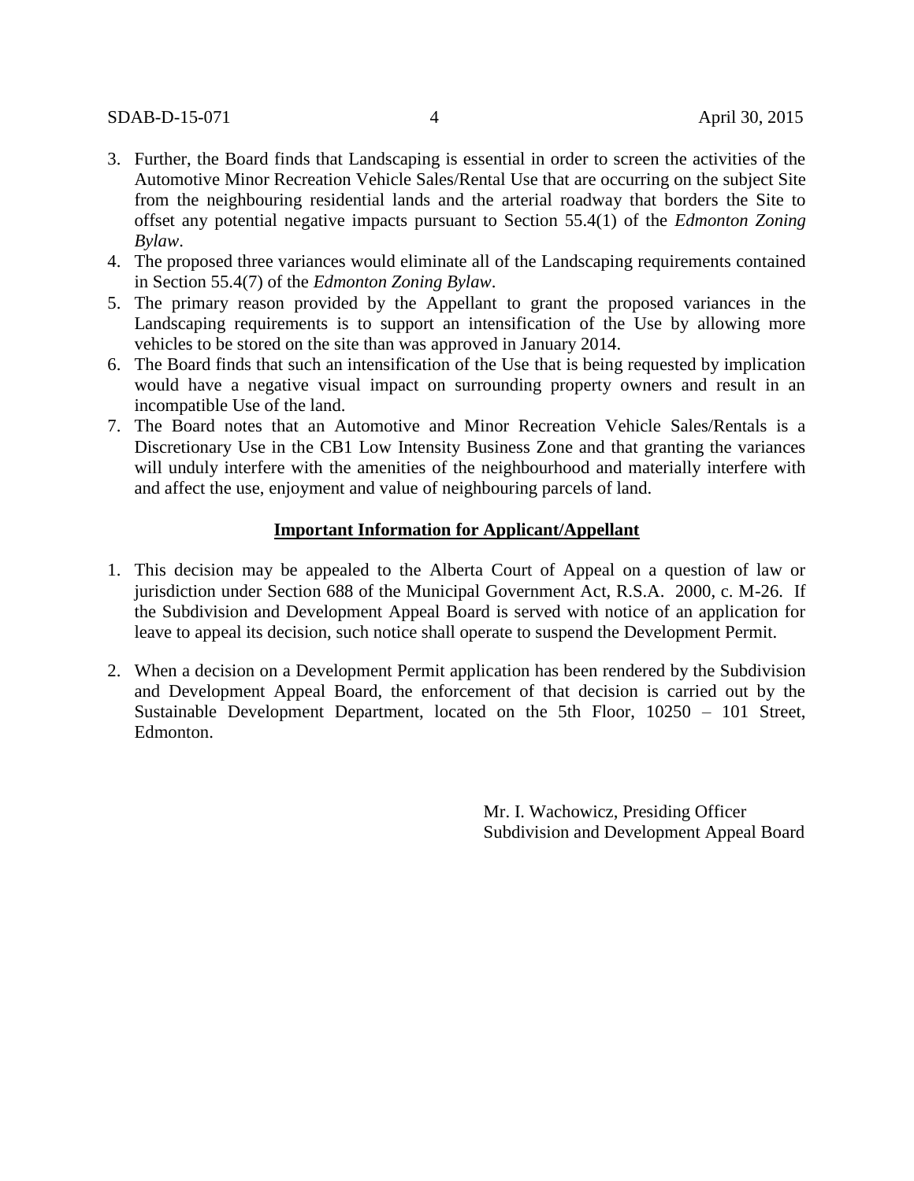3. Further, the Board finds that Landscaping is essential in order to screen the activities of the Automotive Minor Recreation Vehicle Sales/Rental Use that are occurring on the subject Site from the neighbouring residential lands and the arterial roadway that borders the Site to offset any potential negative impacts pursuant to Section 55.4(1) of the *Edmonton Zoning Bylaw*.
4. The proposed three variances would eliminate all of the Landscaping requirements contained in Section 55.4(7) of the *Edmonton Zoning Bylaw*.
5. The primary reason provided by the Appellant to grant the proposed variances in the Landscaping requirements is to support an intensification of the Use by allowing more vehicles to be stored on the site than was approved in January 2014.
6. The Board finds that such an intensification of the Use that is being requested by implication would have a negative visual impact on surrounding property owners and result in an incompatible Use of the land.
7. The Board notes that an Automotive and Minor Recreation Vehicle Sales/Rentals is a Discretionary Use in the CB1 Low Intensity Business Zone and that granting the variances will unduly interfere with the amenities of the neighbourhood and materially interfere with and affect the use, enjoyment and value of neighbouring parcels of land.

**Important Information for Applicant/Appellant**

1. This decision may be appealed to the Alberta Court of Appeal on a question of law or jurisdiction under Section 688 of the Municipal Government Act, R.S.A. 2000, c. M-26. If the Subdivision and Development Appeal Board is served with notice of an application for leave to appeal its decision, such notice shall operate to suspend the Development Permit.

2. When a decision on a Development Permit application has been rendered by the Subdivision and Development Appeal Board, the enforcement of that decision is carried out by the Sustainable Development Department, located on the 5th Floor, 10250 – 101 Street, Edmonton.

Mr. I. Wachowicz, Presiding Officer
Subdivision and Development Appeal Board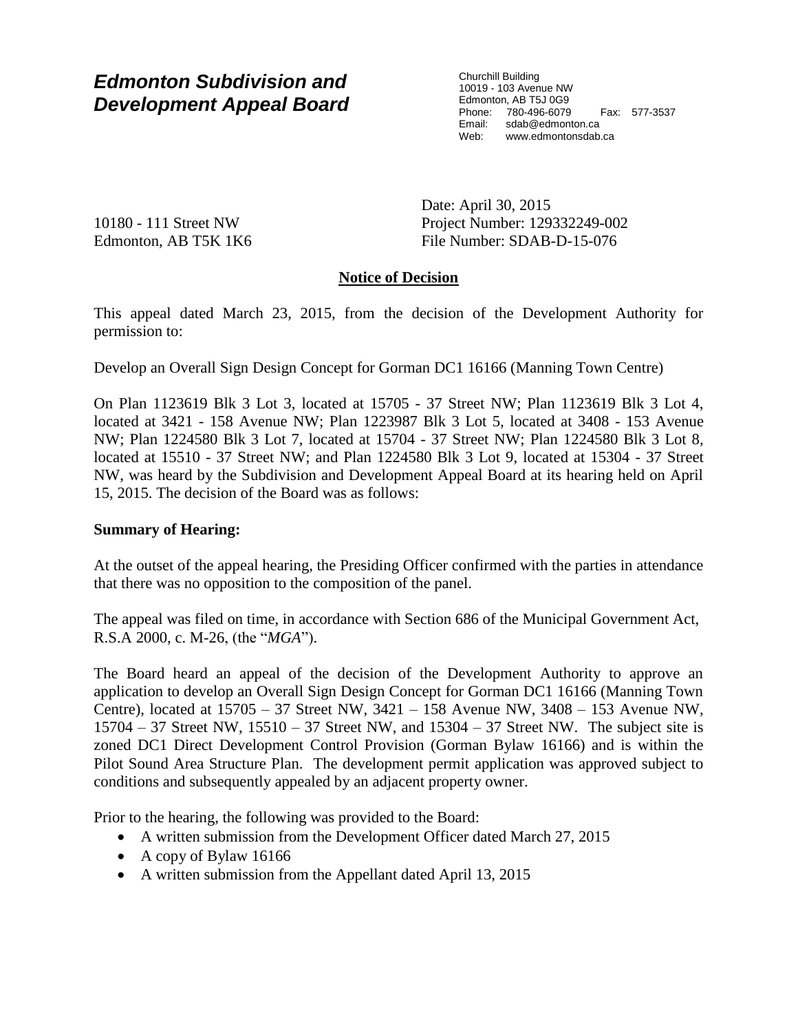# Edmonton Subdivision and Development Appeal Board

Churchill Building
10019 - 103 Avenue NW
Edmonton, AB T5J 0G9
Phone: 780-496-6079 Fax: 577-3537
Email: sdab@edmonton.ca
Web: www.edmontonsdab.ca

10180 - 111 Street NW
Edmonton, AB T5K 1K6

Date: April 30, 2015
Project Number: 129332249-002
File Number: SDAB-D-15-076

**Notice of Decision**

This appeal dated March 23, 2015, from the decision of the Development Authority for permission to:

Develop an Overall Sign Design Concept for Gorman DC1 16166 (Manning Town Centre)

On Plan 1123619 Blk 3 Lot 3, located at 15705 - 37 Street NW; Plan 1123619 Blk 3 Lot 4, located at 3421 - 158 Avenue NW; Plan 1223987 Blk 3 Lot 5, located at 3408 - 153 Avenue NW; Plan 1224580 Blk 3 Lot 7, located at 15704 - 37 Street NW; Plan 1224580 Blk 3 Lot 8, located at 15510 - 37 Street NW; and Plan 1224580 Blk 3 Lot 9, located at 15304 - 37 Street NW, was heard by the Subdivision and Development Appeal Board at its hearing held on April 15, 2015. The decision of the Board was as follows:

**Summary of Hearing:**

At the outset of the appeal hearing, the Presiding Officer confirmed with the parties in attendance that there was no opposition to the composition of the panel.

The appeal was filed on time, in accordance with Section 686 of the Municipal Government Act, R.S.A 2000, c. M-26, (the "*MGA*").

The Board heard an appeal of the decision of the Development Authority to approve an application to develop an Overall Sign Design Concept for Gorman DC1 16166 (Manning Town Centre), located at 15705 – 37 Street NW, 3421 – 158 Avenue NW, 3408 – 153 Avenue NW, 15704 – 37 Street NW, 15510 – 37 Street NW, and 15304 – 37 Street NW. The subject site is zoned DC1 Direct Development Control Provision (Gorman Bylaw 16166) and is within the Pilot Sound Area Structure Plan. The development permit application was approved subject to conditions and subsequently appealed by an adjacent property owner.

Prior to the hearing, the following was provided to the Board:

- A written submission from the Development Officer dated March 27, 2015
- A copy of Bylaw 16166
- A written submission from the Appellant dated April 13, 2015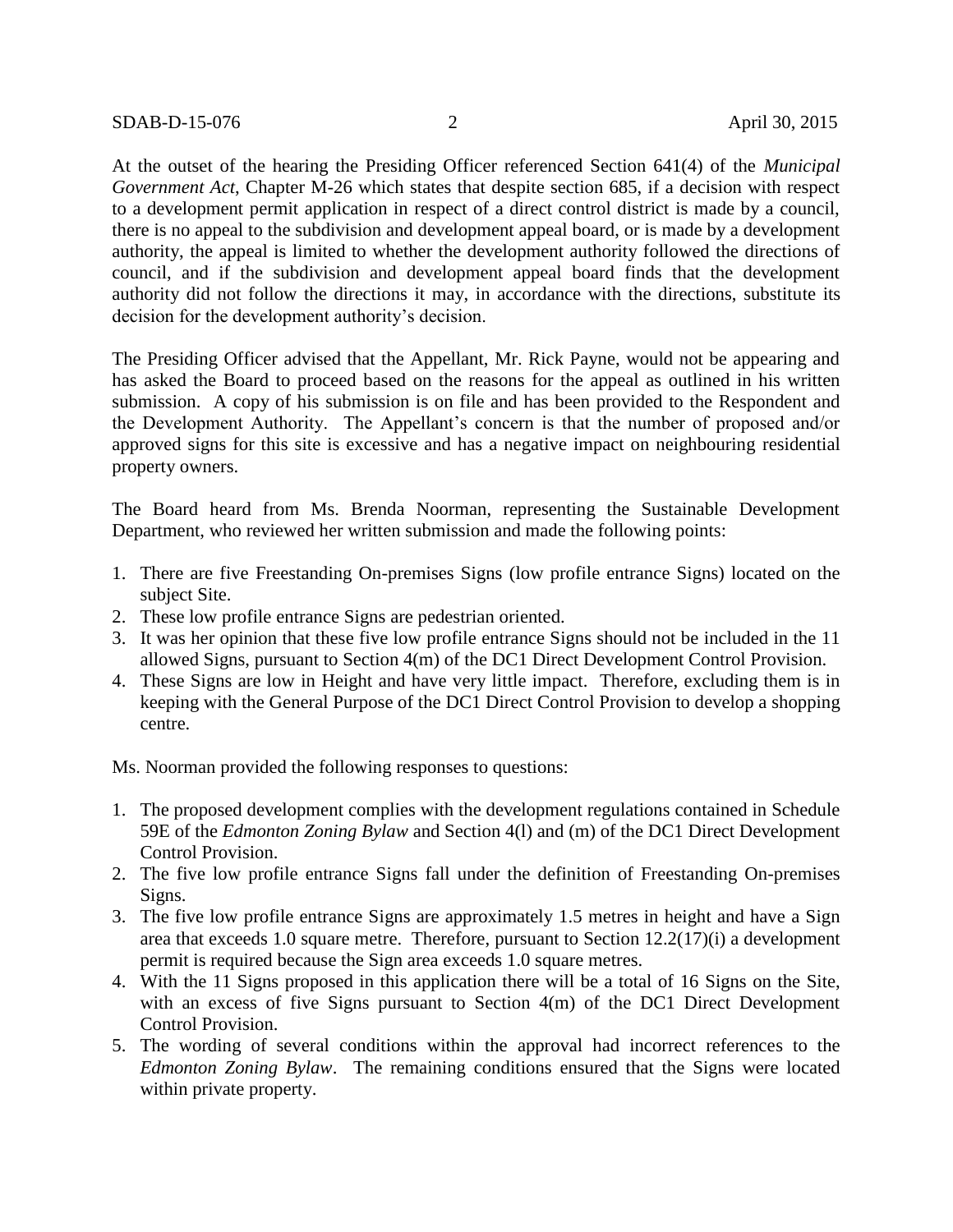At the outset of the hearing the Presiding Officer referenced Section 641(4) of the *Municipal Government Act*, Chapter M-26 which states that despite section 685, if a decision with respect to a development permit application in respect of a direct control district is made by a council, there is no appeal to the subdivision and development appeal board, or is made by a development authority, the appeal is limited to whether the development authority followed the directions of council, and if the subdivision and development appeal board finds that the development authority did not follow the directions it may, in accordance with the directions, substitute its decision for the development authority's decision.

The Presiding Officer advised that the Appellant, Mr. Rick Payne, would not be appearing and has asked the Board to proceed based on the reasons for the appeal as outlined in his written submission. A copy of his submission is on file and has been provided to the Respondent and the Development Authority. The Appellant's concern is that the number of proposed and/or approved signs for this site is excessive and has a negative impact on neighbouring residential property owners.

The Board heard from Ms. Brenda Noorman, representing the Sustainable Development Department, who reviewed her written submission and made the following points:

1. There are five Freestanding On-premises Signs (low profile entrance Signs) located on the subject Site.
2. These low profile entrance Signs are pedestrian oriented.
3. It was her opinion that these five low profile entrance Signs should not be included in the 11 allowed Signs, pursuant to Section 4(m) of the DC1 Direct Development Control Provision.
4. These Signs are low in Height and have very little impact. Therefore, excluding them is in keeping with the General Purpose of the DC1 Direct Control Provision to develop a shopping centre.

Ms. Noorman provided the following responses to questions:

1. The proposed development complies with the development regulations contained in Schedule 59E of the *Edmonton Zoning Bylaw* and Section 4(l) and (m) of the DC1 Direct Development Control Provision.
2. The five low profile entrance Signs fall under the definition of Freestanding On-premises Signs.
3. The five low profile entrance Signs are approximately 1.5 metres in height and have a Sign area that exceeds 1.0 square metre. Therefore, pursuant to Section 12.2(17)(i) a development permit is required because the Sign area exceeds 1.0 square metres.
4. With the 11 Signs proposed in this application there will be a total of 16 Signs on the Site, with an excess of five Signs pursuant to Section 4(m) of the DC1 Direct Development Control Provision.
5. The wording of several conditions within the approval had incorrect references to the *Edmonton Zoning Bylaw*. The remaining conditions ensured that the Signs were located within private property.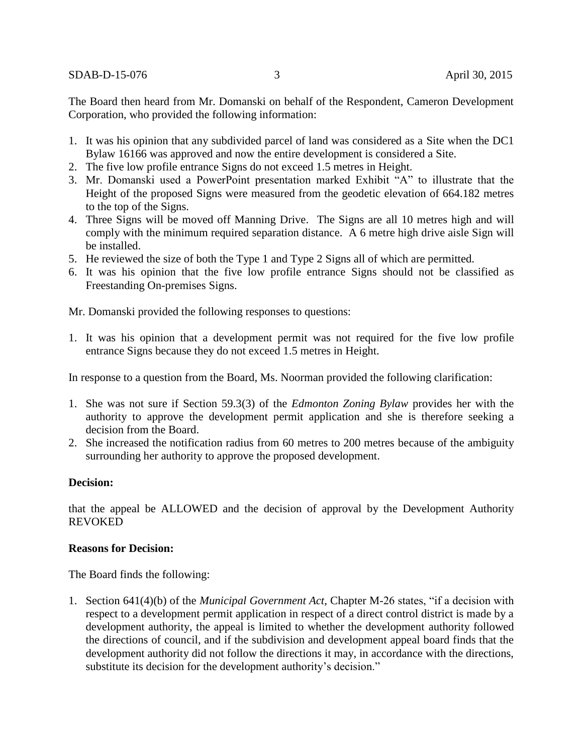The Board then heard from Mr. Domanski on behalf of the Respondent, Cameron Development Corporation, who provided the following information:

1. It was his opinion that any subdivided parcel of land was considered as a Site when the DC1 Bylaw 16166 was approved and now the entire development is considered a Site.
2. The five low profile entrance Signs do not exceed 1.5 metres in Height.
3. Mr. Domanski used a PowerPoint presentation marked Exhibit "A" to illustrate that the Height of the proposed Signs were measured from the geodetic elevation of 664.182 metres to the top of the Signs.
4. Three Signs will be moved off Manning Drive. The Signs are all 10 metres high and will comply with the minimum required separation distance. A 6 metre high drive aisle Sign will be installed.
5. He reviewed the size of both the Type 1 and Type 2 Signs all of which are permitted.
6. It was his opinion that the five low profile entrance Signs should not be classified as Freestanding On-premises Signs.

Mr. Domanski provided the following responses to questions:

1. It was his opinion that a development permit was not required for the five low profile entrance Signs because they do not exceed 1.5 metres in Height.

In response to a question from the Board, Ms. Noorman provided the following clarification:

1. She was not sure if Section 59.3(3) of the *Edmonton Zoning Bylaw* provides her with the authority to approve the development permit application and she is therefore seeking a decision from the Board.
2. She increased the notification radius from 60 metres to 200 metres because of the ambiguity surrounding her authority to approve the proposed development.

**Decision:**

that the appeal be ALLOWED and the decision of approval by the Development Authority REVOKED

**Reasons for Decision:**

The Board finds the following:

1. Section 641(4)(b) of the *Municipal Government Act*, Chapter M-26 states, "if a decision with respect to a development permit application in respect of a direct control district is made by a development authority, the appeal is limited to whether the development authority followed the directions of council, and if the subdivision and development appeal board finds that the development authority did not follow the directions it may, in accordance with the directions, substitute its decision for the development authority's decision."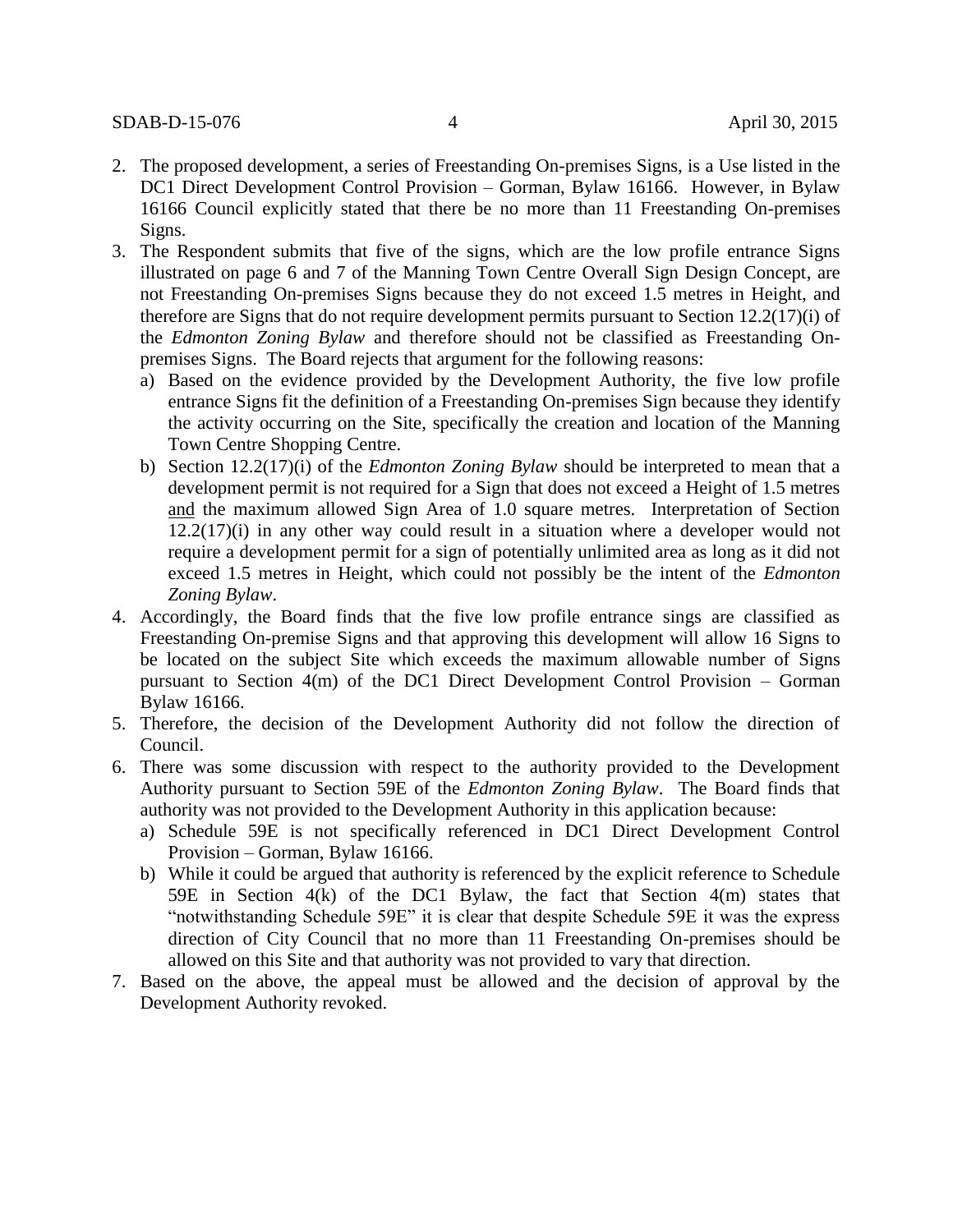2. The proposed development, a series of Freestanding On-premises Signs, is a Use listed in the DC1 Direct Development Control Provision – Gorman, Bylaw 16166. However, in Bylaw 16166 Council explicitly stated that there be no more than 11 Freestanding On-premises Signs.
3. The Respondent submits that five of the signs, which are the low profile entrance Signs illustrated on page 6 and 7 of the Manning Town Centre Overall Sign Design Concept, are not Freestanding On-premises Signs because they do not exceed 1.5 metres in Height, and therefore are Signs that do not require development permits pursuant to Section 12.2(17)(i) of the *Edmonton Zoning Bylaw* and therefore should not be classified as Freestanding On-premises Signs. The Board rejects that argument for the following reasons:
   a) Based on the evidence provided by the Development Authority, the five low profile entrance Signs fit the definition of a Freestanding On-premises Sign because they identify the activity occurring on the Site, specifically the creation and location of the Manning Town Centre Shopping Centre.
   b) Section 12.2(17)(i) of the *Edmonton Zoning Bylaw* should be interpreted to mean that a development permit is not required for a Sign that does not exceed a Height of 1.5 metres <u>and</u> the maximum allowed Sign Area of 1.0 square metres. Interpretation of Section 12.2(17)(i) in any other way could result in a situation where a developer would not require a development permit for a sign of potentially unlimited area as long as it did not exceed 1.5 metres in Height, which could not possibly be the intent of the *Edmonton Zoning Bylaw*.
4. Accordingly, the Board finds that the five low profile entrance sings are classified as Freestanding On-premise Signs and that approving this development will allow 16 Signs to be located on the subject Site which exceeds the maximum allowable number of Signs pursuant to Section 4(m) of the DC1 Direct Development Control Provision – Gorman Bylaw 16166.
5. Therefore, the decision of the Development Authority did not follow the direction of Council.
6. There was some discussion with respect to the authority provided to the Development Authority pursuant to Section 59E of the *Edmonton Zoning Bylaw*. The Board finds that authority was not provided to the Development Authority in this application because:
   a) Schedule 59E is not specifically referenced in DC1 Direct Development Control Provision – Gorman, Bylaw 16166.
   b) While it could be argued that authority is referenced by the explicit reference to Schedule 59E in Section 4(k) of the DC1 Bylaw, the fact that Section 4(m) states that "notwithstanding Schedule 59E" it is clear that despite Schedule 59E it was the express direction of City Council that no more than 11 Freestanding On-premises should be allowed on this Site and that authority was not provided to vary that direction.
7. Based on the above, the appeal must be allowed and the decision of approval by the Development Authority revoked.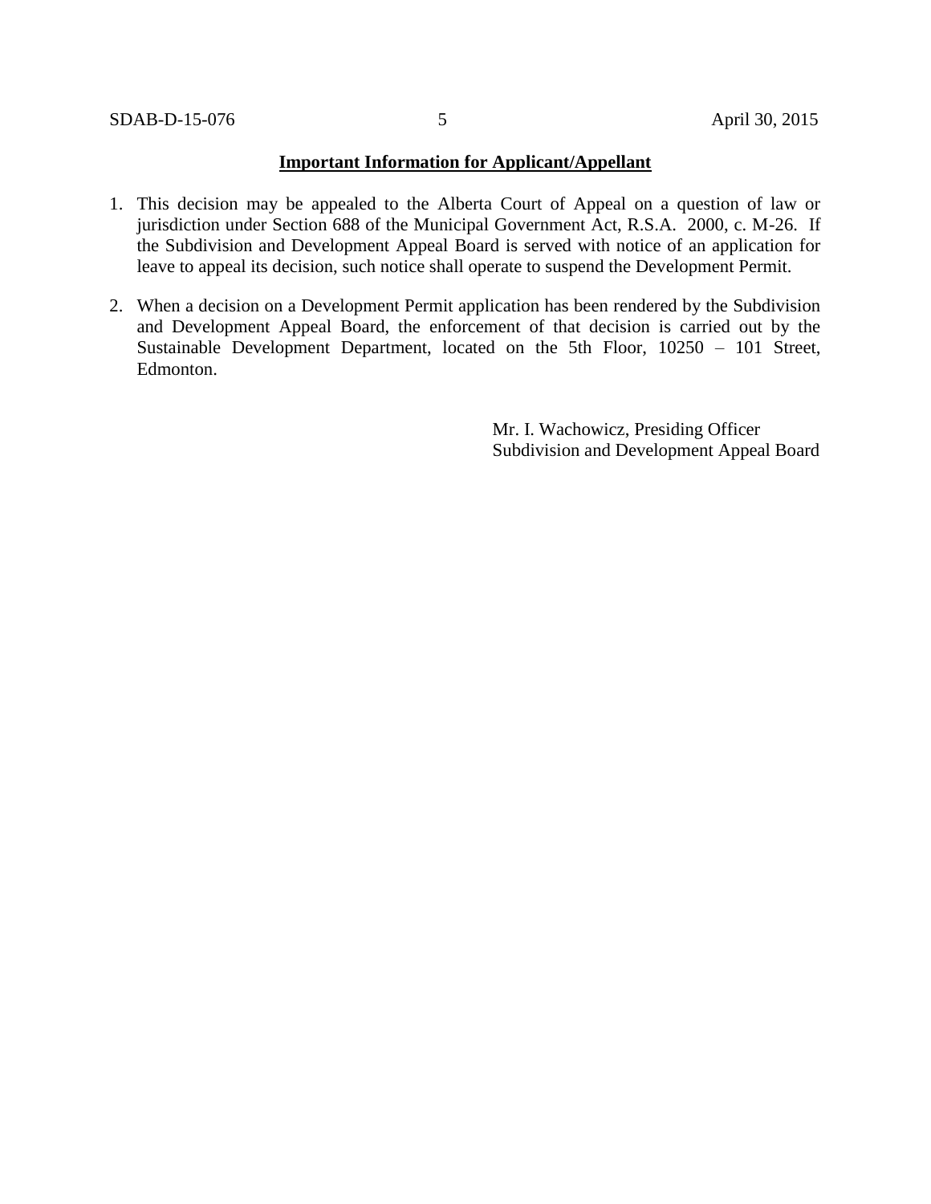**Important Information for Applicant/Appellant**

1. This decision may be appealed to the Alberta Court of Appeal on a question of law or jurisdiction under Section 688 of the Municipal Government Act, R.S.A. 2000, c. M-26. If the Subdivision and Development Appeal Board is served with notice of an application for leave to appeal its decision, such notice shall operate to suspend the Development Permit.

2. When a decision on a Development Permit application has been rendered by the Subdivision and Development Appeal Board, the enforcement of that decision is carried out by the Sustainable Development Department, located on the 5th Floor, 10250 – 101 Street, Edmonton.

Mr. I. Wachowicz, Presiding Officer
Subdivision and Development Appeal Board